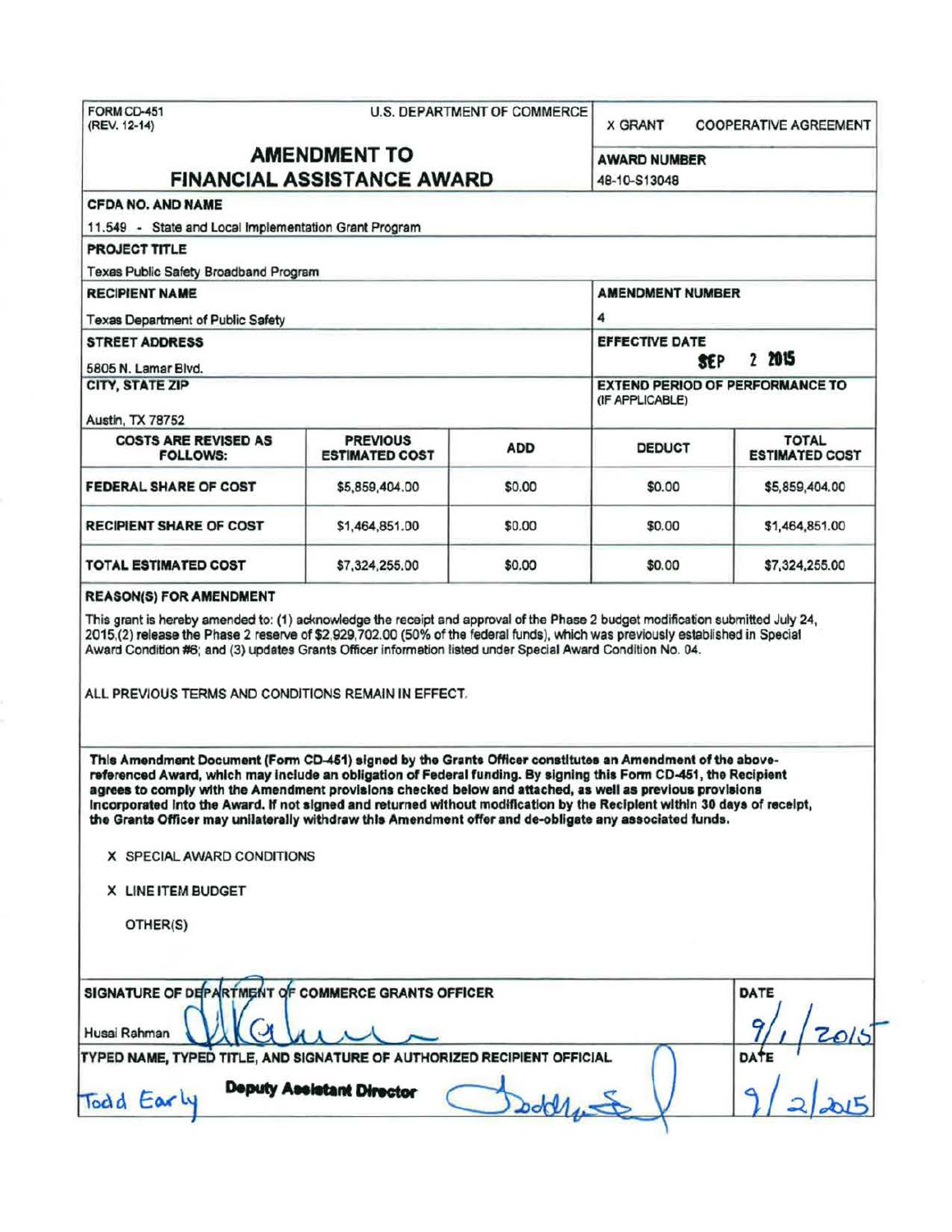FORM CD-451
(REV. 12-14)

U.S. DEPARTMENT OF COMMERCE

X GRANT    COOPERATIVE AGREEMENT

# AMENDMENT TO FINANCIAL ASSISTANCE AWARD

**AWARD NUMBER**
48-10-S13048

**CFDA NO. AND NAME**
11.549 - State and Local Implementation Grant Program

**PROJECT TITLE**
Texas Public Safety Broadband Program

**RECIPIENT NAME**
Texas Department of Public Safety

**AMENDMENT NUMBER**
4

**STREET ADDRESS**
5805 N. Lamar Blvd.

**EFFECTIVE DATE**
SEP 2 2015

**CITY, STATE ZIP**
Austin, TX 78752

**EXTEND PERIOD OF PERFORMANCE TO (IF APPLICABLE)**

| COSTS ARE REVISED AS FOLLOWS: | PREVIOUS ESTIMATED COST | ADD | DEDUCT | TOTAL ESTIMATED COST |
|---|---|---|---|---|
| FEDERAL SHARE OF COST | $5,859,404.00 | $0.00 | $0.00 | $5,859,404.00 |
| RECIPIENT SHARE OF COST | $1,464,851.00 | $0.00 | $0.00 | $1,464,851.00 |
| TOTAL ESTIMATED COST | $7,324,255.00 | $0.00 | $0.00 | $7,324,255.00 |

**REASON(S) FOR AMENDMENT**

This grant is hereby amended to: (1) acknowledge the receipt and approval of the Phase 2 budget modification submitted July 24, 2015,(2) release the Phase 2 reserve of $2,929,702.00 (50% of the federal funds), which was previously established in Special Award Condition #6; and (3) updates Grants Officer information listed under Special Award Condition No. 04.

ALL PREVIOUS TERMS AND CONDITIONS REMAIN IN EFFECT.

**This Amendment Document (Form CD-451) signed by the Grants Officer constitutes an Amendment of the above-referenced Award, which may include an obligation of Federal funding. By signing this Form CD-451, the Recipient agrees to comply with the Amendment provisions checked below and attached, as well as previous provisions incorporated into the Award. If not signed and returned without modification by the Recipient within 30 days of receipt, the Grants Officer may unilaterally withdraw this Amendment offer and de-obligate any associated funds.**

X SPECIAL AWARD CONDITIONS

X LINE ITEM BUDGET

OTHER(S)

**SIGNATURE OF DEPARTMENT OF COMMERCE GRANTS OFFICER**
Husai Rahman

**DATE**
9/1/2015

**TYPED NAME, TYPED TITLE, AND SIGNATURE OF AUTHORIZED RECIPIENT OFFICIAL**
Todd Early
**Deputy Assistant Director**

**DATE**
9/2/2015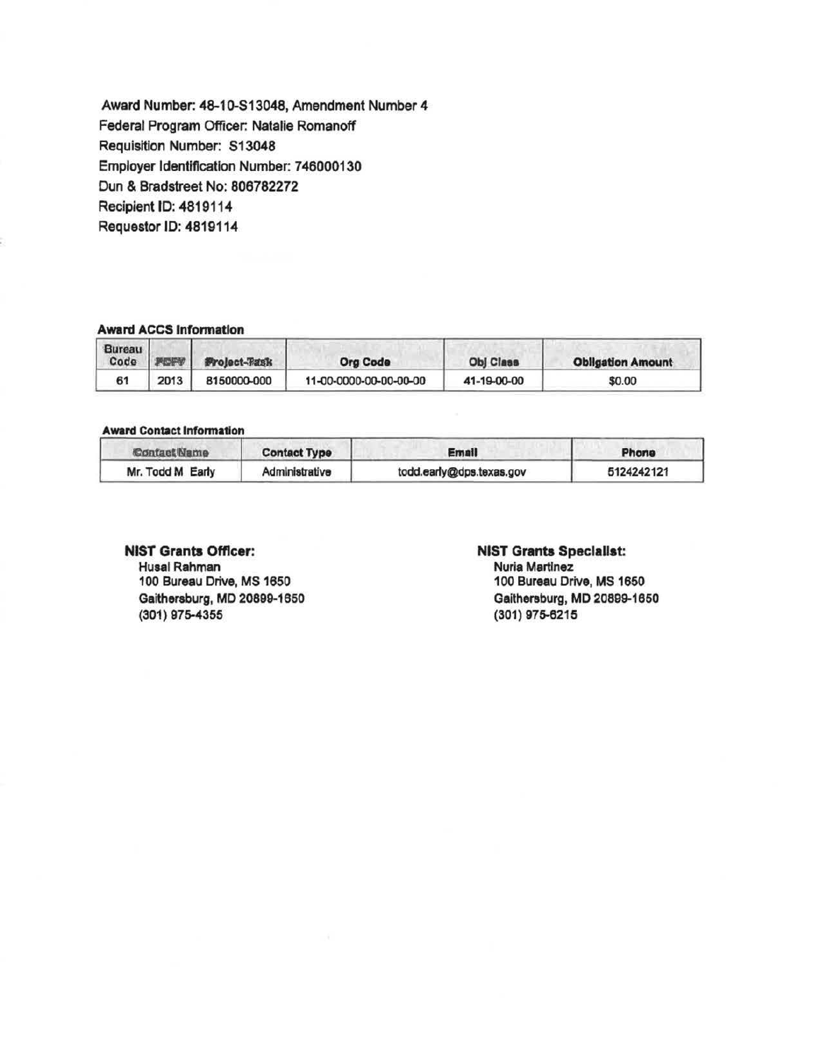Award Number: 48-10-S13048, Amendment Number 4
Federal Program Officer: Natalie Romanoff
Requisition Number: S13048
Employer Identification Number: 746000130
Dun & Bradstreet No: 806782272
Recipient ID: 4819114
Requestor ID: 4819114

**Award ACCS Information**

| Bureau Code | FCFY | Project-Task | Org Code | Obj Class | Obligation Amount |
|---|---|---|---|---|---|
| 61 | 2013 | 8150000-000 | 11-00-0000-00-00-00-00 | 41-19-00-00 | $0.00 |

**Award Contact Information**

| Contact Name | Contact Type | Email | Phone |
|---|---|---|---|
| Mr. Todd M Early | Administrative | todd.early@dps.texas.gov | 5124242121 |

**NIST Grants Officer:**
Husai Rahman
100 Bureau Drive, MS 1650
Gaithersburg, MD 20899-1650
(301) 975-4355

**NIST Grants Specialist:**
Nuria Martinez
100 Bureau Drive, MS 1650
Gaithersburg, MD 20899-1650
(301) 975-6215